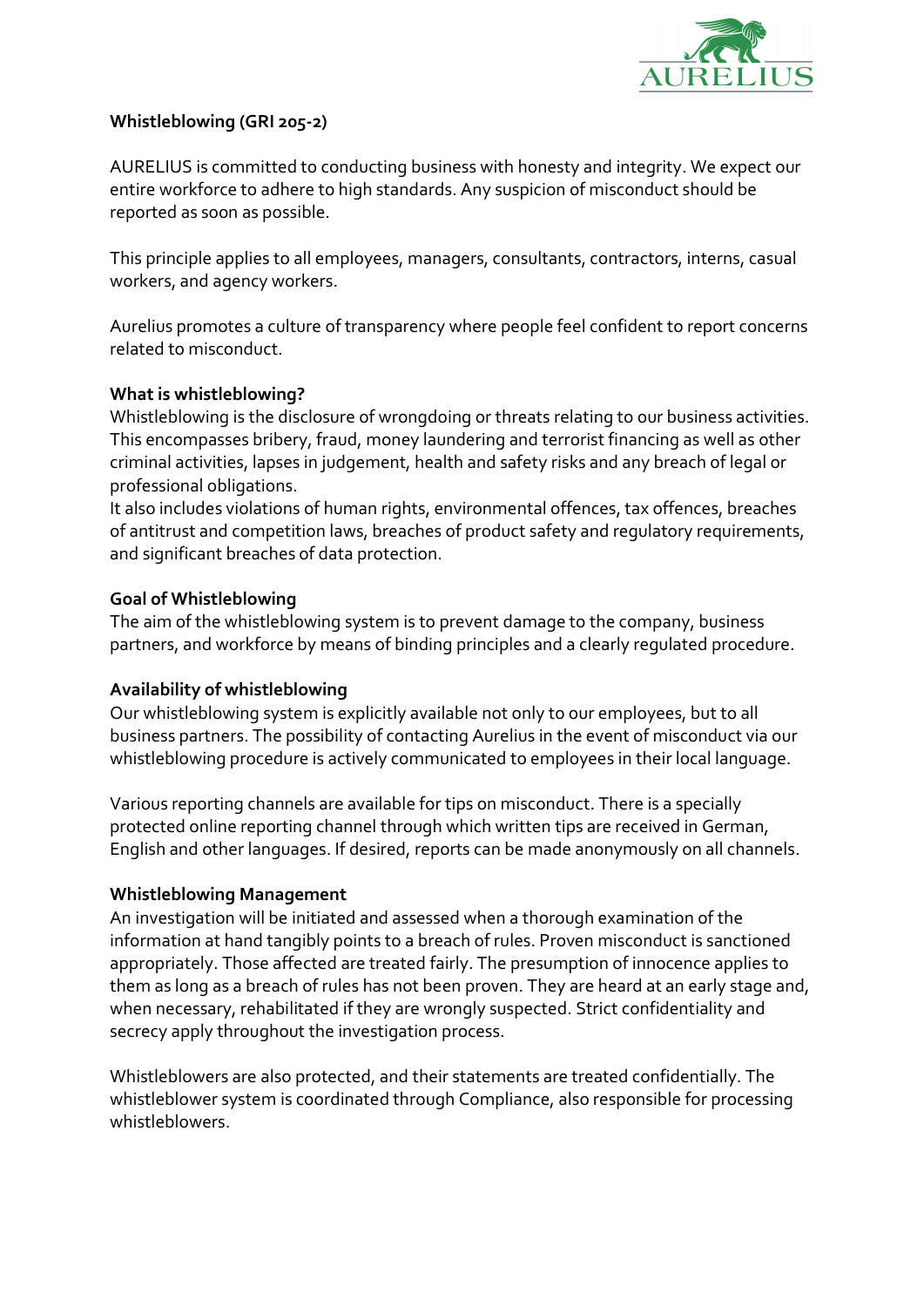## Whistleblowing (GRI 205-2)

AURELIUS is committed to conducting business with honesty and integrity. We expect our entire workforce to adhere to high standards. Any suspicion of misconduct should be reported as soon as possible.

This principle applies to all employees, managers, consultants, contractors, interns, casual workers, and agency workers.

Aurelius promotes a culture of transparency where people feel confident to report concerns related to misconduct.

### What is whistleblowing?

Whistleblowing is the disclosure of wrongdoing or threats relating to our business activities. This encompasses bribery, fraud, money laundering and terrorist financing as well as other criminal activities, lapses in judgement, health and safety risks and any breach of legal or professional obligations.
It also includes violations of human rights, environmental offences, tax offences, breaches of antitrust and competition laws, breaches of product safety and regulatory requirements, and significant breaches of data protection.

### Goal of Whistleblowing

The aim of the whistleblowing system is to prevent damage to the company, business partners, and workforce by means of binding principles and a clearly regulated procedure.

### Availability of whistleblowing

Our whistleblowing system is explicitly available not only to our employees, but to all business partners. The possibility of contacting Aurelius in the event of misconduct via our whistleblowing procedure is actively communicated to employees in their local language.

Various reporting channels are available for tips on misconduct. There is a specially protected online reporting channel through which written tips are received in German, English and other languages. If desired, reports can be made anonymously on all channels.

### Whistleblowing Management

An investigation will be initiated and assessed when a thorough examination of the information at hand tangibly points to a breach of rules. Proven misconduct is sanctioned appropriately. Those affected are treated fairly. The presumption of innocence applies to them as long as a breach of rules has not been proven. They are heard at an early stage and, when necessary, rehabilitated if they are wrongly suspected. Strict confidentiality and secrecy apply throughout the investigation process.

Whistleblowers are also protected, and their statements are treated confidentially. The whistleblower system is coordinated through Compliance, also responsible for processing whistleblowers.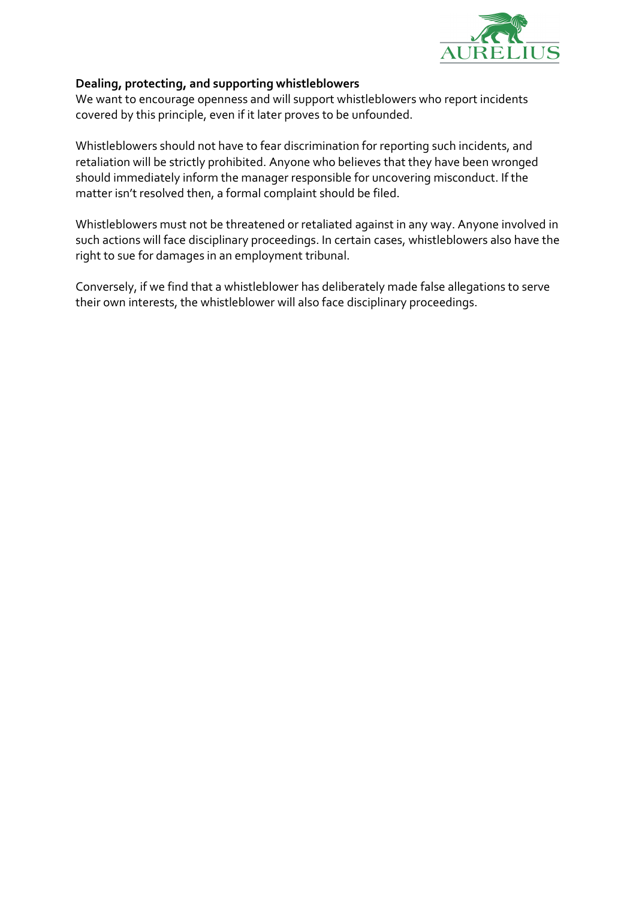**Dealing, protecting, and supporting whistleblowers**

We want to encourage openness and will support whistleblowers who report incidents covered by this principle, even if it later proves to be unfounded.

Whistleblowers should not have to fear discrimination for reporting such incidents, and retaliation will be strictly prohibited. Anyone who believes that they have been wronged should immediately inform the manager responsible for uncovering misconduct. If the matter isn't resolved then, a formal complaint should be filed.

Whistleblowers must not be threatened or retaliated against in any way. Anyone involved in such actions will face disciplinary proceedings. In certain cases, whistleblowers also have the right to sue for damages in an employment tribunal.

Conversely, if we find that a whistleblower has deliberately made false allegations to serve their own interests, the whistleblower will also face disciplinary proceedings.